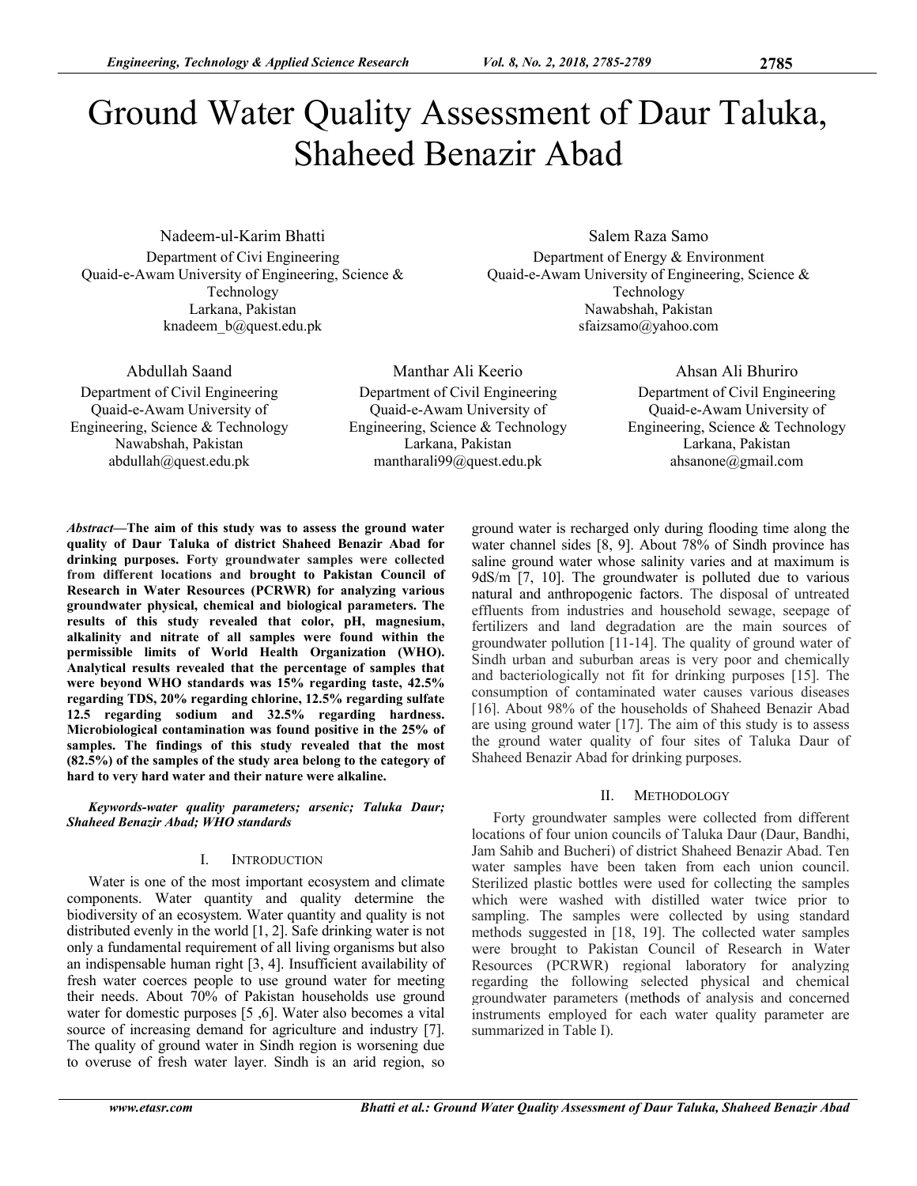# Ground Water Quality Assessment of Daur Taluka, Shaheed Benazir Abad

Nadeem-ul-Karim Bhatti
Department of Civi Engineering
Quaid-e-Awam University of Engineering, Science & Technology
Larkana, Pakistan
knadeem_b@quest.edu.pk

Salem Raza Samo
Department of Energy & Environment
Quaid-e-Awam University of Engineering, Science & Technology
Nawabshah, Pakistan
sfaizsamo@yahoo.com

Abdullah Saand
Department of Civil Engineering
Quaid-e-Awam University of Engineering, Science & Technology
Nawabshah, Pakistan
abdullah@quest.edu.pk

Manthar Ali Keerio
Department of Civil Engineering
Quaid-e-Awam University of Engineering, Science & Technology
Larkana, Pakistan
mantharali99@quest.edu.pk

Ahsan Ali Bhuriro
Department of Civil Engineering
Quaid-e-Awam University of Engineering, Science & Technology
Larkana, Pakistan
ahsanone@gmail.com

***Abstract*—The aim of this study was to assess the ground water quality of Daur Taluka of district Shaheed Benazir Abad for drinking purposes. Forty groundwater samples were collected from different locations and brought to Pakistan Council of Research in Water Resources (PCRWR) for analyzing various groundwater physical, chemical and biological parameters. The results of this study revealed that color, pH, magnesium, alkalinity and nitrate of all samples were found within the permissible limits of World Health Organization (WHO). Analytical results revealed that the percentage of samples that were beyond WHO standards was 15% regarding taste, 42.5% regarding TDS, 20% regarding chlorine, 12.5% regarding sulfate 12.5 regarding sodium and 32.5% regarding hardness. Microbiological contamination was found positive in the 25% of samples. The findings of this study revealed that the most (82.5%) of the samples of the study area belong to the category of hard to very hard water and their nature were alkaline.**

***Keywords-water quality parameters; arsenic; Taluka Daur; Shaheed Benazir Abad; WHO standards***

## I. Introduction

Water is one of the most important ecosystem and climate components. Water quantity and quality determine the biodiversity of an ecosystem. Water quantity and quality is not distributed evenly in the world [1, 2]. Safe drinking water is not only a fundamental requirement of all living organisms but also an indispensable human right [3, 4]. Insufficient availability of fresh water coerces people to use ground water for meeting their needs. About 70% of Pakistan households use ground water for domestic purposes [5 ,6]. Water also becomes a vital source of increasing demand for agriculture and industry [7]. The quality of ground water in Sindh region is worsening due to overuse of fresh water layer. Sindh is an arid region, so ground water is recharged only during flooding time along the water channel sides [8, 9]. About 78% of Sindh province has saline ground water whose salinity varies and at maximum is 9dS/m [7, 10]. The groundwater is polluted due to various natural and anthropogenic factors. The disposal of untreated effluents from industries and household sewage, seepage of fertilizers and land degradation are the main sources of groundwater pollution [11-14]. The quality of ground water of Sindh urban and suburban areas is very poor and chemically and bacteriologically not fit for drinking purposes [15]. The consumption of contaminated water causes various diseases [16]. About 98% of the households of Shaheed Benazir Abad are using ground water [17]. The aim of this study is to assess the ground water quality of four sites of Taluka Daur of Shaheed Benazir Abad for drinking purposes.

## II. Methodology

Forty groundwater samples were collected from different locations of four union councils of Taluka Daur (Daur, Bandhi, Jam Sahib and Bucheri) of district Shaheed Benazir Abad. Ten water samples have been taken from each union council. Sterilized plastic bottles were used for collecting the samples which were washed with distilled water twice prior to sampling. The samples were collected by using standard methods suggested in [18, 19]. The collected water samples were brought to Pakistan Council of Research in Water Resources (PCRWR) regional laboratory for analyzing regarding the following selected physical and chemical groundwater parameters (methods of analysis and concerned instruments employed for each water quality parameter are summarized in Table I).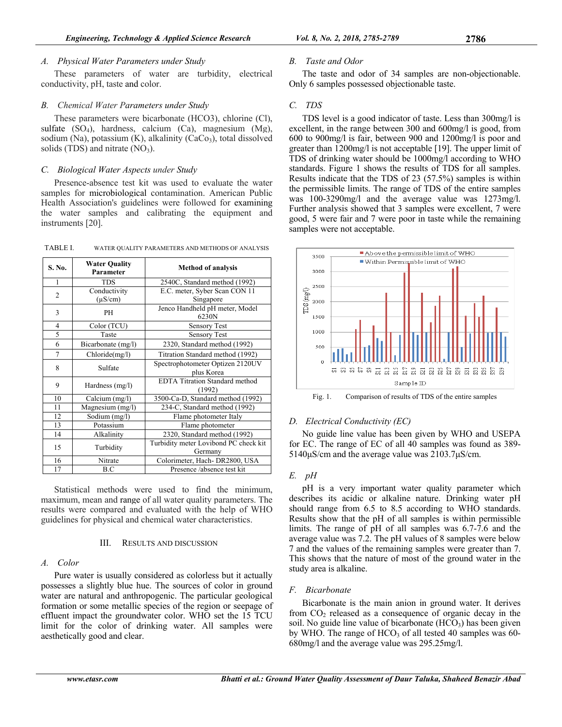### A. Physical Water Parameters under Study

These parameters of water are turbidity, electrical conductivity, pH, taste and color.

### B. Chemical Water Parameters under Study

These parameters were bicarbonate (HCO3), chlorine (Cl), sulfate ($SO_4$), hardness, calcium (Ca), magnesium (Mg), sodium (Na), potassium (K), alkalinity ($CaCo_3$), total dissolved solids (TDS) and nitrate ($NO_3$).

### C. Biological Water Aspects under Study

Presence-absence test kit was used to evaluate the water samples for microbiological contamination. American Public Health Association's guidelines were followed for examining the water samples and calibrating the equipment and instruments [20].

TABLE I. WATER QUALITY PARAMETERS AND METHODS OF ANALYSIS

| S. No. | Water Quality Parameter | Method of analysis |
|---|---|---|
| 1 | TDS | 2540C, Standard method (1992) |
| 2 | Conductivity (µS/cm) | E.C. meter, Syber Scan CON 11 Singapore |
| 3 | PH | Jenco Handheld pH meter, Model 6230N |
| 4 | Color (TCU) | Sensory Test |
| 5 | Taste | Sensory Test |
| 6 | Bicarbonate (mg/l) | 2320, Standard method (1992) |
| 7 | Chloride(mg/l) | Titration Standard method (1992) |
| 8 | Sulfate | Spectrophotometer Optizen 2120UV plus Korea |
| 9 | Hardness (mg/l) | EDTA Titration Standard method (1992) |
| 10 | Calcium (mg/l) | 3500-Ca-D, Standard method (1992) |
| 11 | Magnesium (mg/l) | 234-C, Standard method (1992) |
| 12 | Sodium (mg/l) | Flame photometer Italy |
| 13 | Potassium | Flame photometer |
| 14 | Alkalinity | 2320, Standard method (1992) |
| 15 | Turbidity | Turbidity meter Lovibond PC check kit Germany |
| 16 | Nitrate | Colorimeter, Hach- DR2800, USA |
| 17 | B.C | Presence /absence test kit |

Statistical methods were used to find the minimum, maximum, mean and range of all water quality parameters. The results were compared and evaluated with the help of WHO guidelines for physical and chemical water characteristics.

## III. RESULTS AND DISCUSSION

### A. Color

Pure water is usually considered as colorless but it actually possesses a slightly blue hue. The sources of color in ground water are natural and anthropogenic. The particular geological formation or some metallic species of the region or seepage of effluent impact the groundwater color. WHO set the 15 TCU limit for the color of drinking water. All samples were aesthetically good and clear.

### B. Taste and Odor

The taste and odor of 34 samples are non-objectionable. Only 6 samples possessed objectionable taste.

### C. TDS

TDS level is a good indicator of taste. Less than 300mg/l is excellent, in the range between 300 and 600mg/l is good, from 600 to 900mg/l is fair, between 900 and 1200mg/l is poor and greater than 1200mg/l is not acceptable [19]. The upper limit of TDS of drinking water should be 1000mg/l according to WHO standards. Figure 1 shows the results of TDS for all samples. Results indicate that the TDS of 23 (57.5%) samples is within the permissible limits. The range of TDS of the entire samples was 100-3290mg/l and the average value was 1273mg/l. Further analysis showed that 3 samples were excellent, 7 were good, 5 were fair and 7 were poor in taste while the remaining samples were not acceptable.

Above the permissible limit of WHO
Within Permissible limit of WHO
TDS (mg/l)
3500
3000
2500
2000
1500
1000
500
0
S1 S3 S5 S7 S9 S11 S13 S15 S17 S19 S21 S23 S25 S27 S29 S31 S33 S35 S37 S39
Sample ID

Fig. 1. Comparison of results of TDS of the entire samples

### D. Electrical Conductivity (EC)

No guide line value has been given by WHO and USEPA for EC. The range of EC of all 40 samples was found as 389-5140µS/cm and the average value was 2103.7µS/cm.

### E. pH

pH is a very important water quality parameter which describes its acidic or alkaline nature. Drinking water pH should range from 6.5 to 8.5 according to WHO standards. Results show that the pH of all samples is within permissible limits. The range of pH of all samples was 6.7-7.6 and the average value was 7.2. The pH values of 8 samples were below 7 and the values of the remaining samples were greater than 7. This shows that the nature of most of the ground water in the study area is alkaline.

### F. Bicarbonate

Bicarbonate is the main anion in ground water. It derives from $CO_2$ released as a consequence of organic decay in the soil. No guide line value of bicarbonate ($HCO_3$) has been given by WHO. The range of $HCO_3$ of all tested 40 samples was 60-680mg/l and the average value was 295.25mg/l.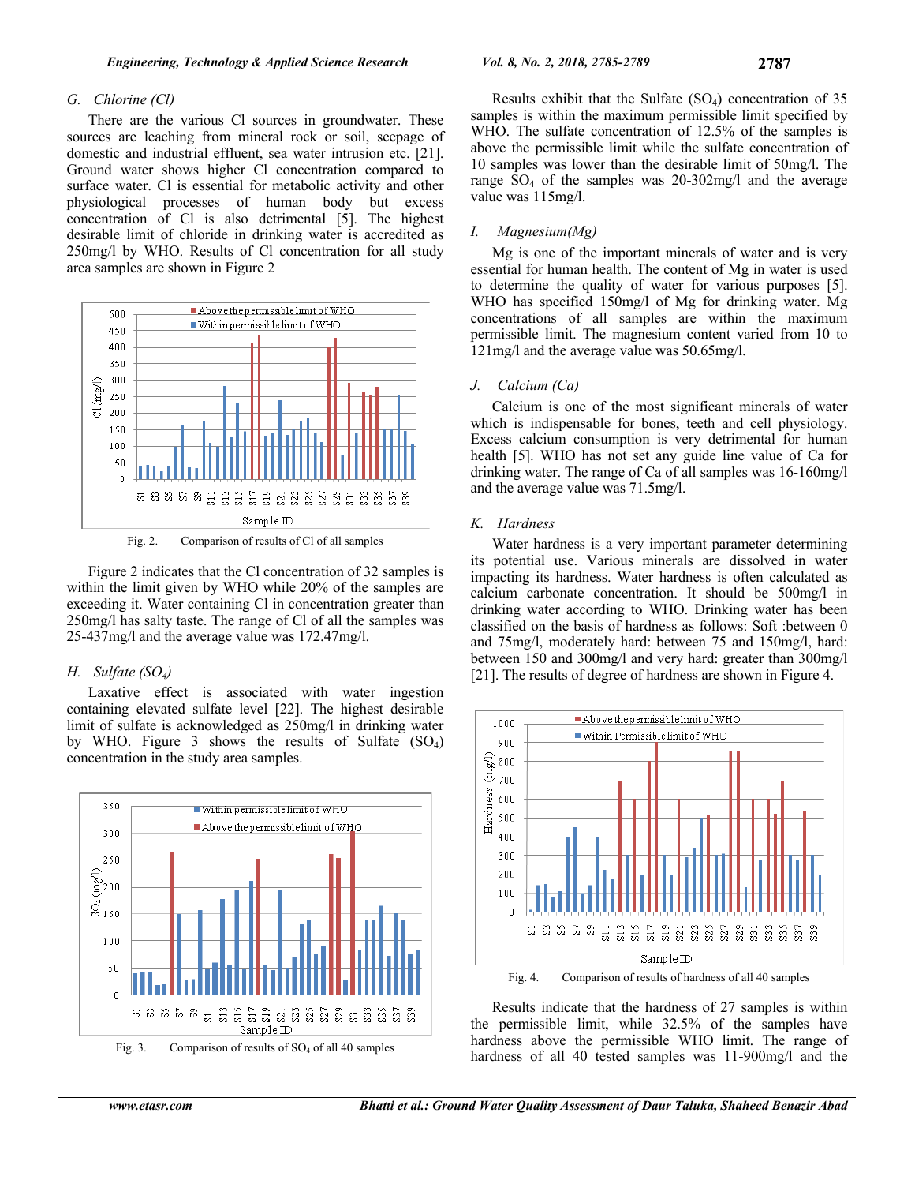### G. Chlorine (Cl)

There are the various Cl sources in groundwater. These sources are leaching from mineral rock or soil, seepage of domestic and industrial effluent, sea water intrusion etc. [21]. Ground water shows higher Cl concentration compared to surface water. Cl is essential for metabolic activity and other physiological processes of human body but excess concentration of Cl is also detrimental [5]. The highest desirable limit of chloride in drinking water is accredited as 250mg/l by WHO. Results of Cl concentration for all study area samples are shown in Figure 2

Above the permissable limit of WHO
Within permissible limit of WHO
Cl (mg/l)
500
450
400
350
300
250
200
150
100
50
0
S1 S3 S5 S7 S9 S11 S13 S15 S17 S19 S21 S23 S25 S27 S29 S31 S33 S35 S37 S39
Sample ID

Fig. 2. Comparison of results of Cl of all samples

Figure 2 indicates that the Cl concentration of 32 samples is within the limit given by WHO while 20% of the samples are exceeding it. Water containing Cl in concentration greater than 250mg/l has salty taste. The range of Cl of all the samples was 25-437mg/l and the average value was 172.47mg/l.

### H. Sulfate ($SO_4$)

Laxative effect is associated with water ingestion containing elevated sulfate level [22]. The highest desirable limit of sulfate is acknowledged as 250mg/l in drinking water by WHO. Figure 3 shows the results of Sulfate ($SO_4$) concentration in the study area samples.

Within permissible limit of WHO
Above the permissable limit of WHO
$SO_4$ (mg/l)
350
300
250
200
150
100
50
0
S1 S3 S5 S7 S9 S11 S13 S15 S17 S19 S21 S23 S25 S27 S29 S31 S33 S35 S37 S39
Sample ID

Fig. 3. Comparison of results of $SO_4$ of all 40 samples

Results exhibit that the Sulfate ($SO_4$) concentration of 35 samples is within the maximum permissible limit specified by WHO. The sulfate concentration of 12.5% of the samples is above the permissible limit while the sulfate concentration of 10 samples was lower than the desirable limit of 50mg/l. The range $SO_4$ of the samples was 20-302mg/l and the average value was 115mg/l.

### I. Magnesium(Mg)

Mg is one of the important minerals of water and is very essential for human health. The content of Mg in water is used to determine the quality of water for various purposes [5]. WHO has specified 150mg/l of Mg for drinking water. Mg concentrations of all samples are within the maximum permissible limit. The magnesium content varied from 10 to 121mg/l and the average value was 50.65mg/l.

### J. Calcium (Ca)

Calcium is one of the most significant minerals of water which is indispensable for bones, teeth and cell physiology. Excess calcium consumption is very detrimental for human health [5]. WHO has not set any guide line value of Ca for drinking water. The range of Ca of all samples was 16-160mg/l and the average value was 71.5mg/l.

### K. Hardness

Water hardness is a very important parameter determining its potential use. Various minerals are dissolved in water impacting its hardness. Water hardness is often calculated as calcium carbonate concentration. It should be 500mg/l in drinking water according to WHO. Drinking water has been classified on the basis of hardness as follows: Soft :between 0 and 75mg/l, moderately hard: between 75 and 150mg/l, hard: between 150 and 300mg/l and very hard: greater than 300mg/l [21]. The results of degree of hardness are shown in Figure 4.

Above the permissable limit of WHO
Within Permissible limit of WHO
Hardness (mg/l)
1000
900
800
700
600
500
400
300
200
100
0
S1 S3 S5 S7 S9 S11 S13 S15 S17 S19 S21 S23 S25 S27 S29 S31 S33 S35 S37 S39
Sample ID

Fig. 4. Comparison of results of hardness of all 40 samples

Results indicate that the hardness of 27 samples is within the permissible limit, while 32.5% of the samples have hardness above the permissible WHO limit. The range of hardness of all 40 tested samples was 11-900mg/l and the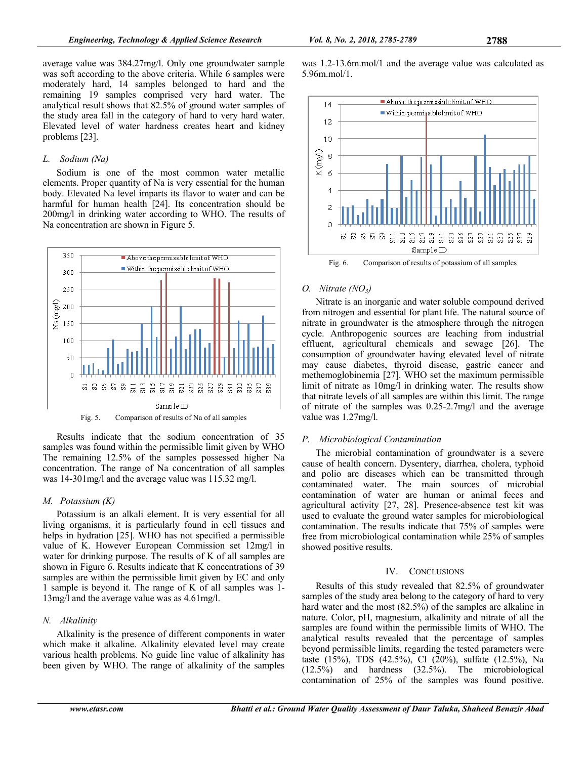average value was 384.27mg/l. Only one groundwater sample was soft according to the above criteria. While 6 samples were moderately hard, 14 samples belonged to hard and the remaining 19 samples comprised very hard water. The analytical result shows that 82.5% of ground water samples of the study area fall in the category of hard to very hard water. Elevated level of water hardness creates heart and kidney problems [23].

### *L. Sodium (Na)*

Sodium is one of the most common water metallic elements. Proper quantity of Na is very essential for the human body. Elevated Na level imparts its flavor to water and can be harmful for human health [24]. Its concentration should be 200mg/l in drinking water according to WHO. The results of Na concentration are shown in Figure 5.

Above the permissable limit of WHO
Within the permissible limit of WHO
Na (mg/l)
0
50
100
150
200
250
300
350
S1 S3 S5 S7 S9 S11 S13 S15 S17 S19 S21 S23 S25 S27 S29 S31 S33 S35 S37 S39
Sample ID

Fig. 5. Comparison of results of Na of all samples

Results indicate that the sodium concentration of 35 samples was found within the permissible limit given by WHO The remaining 12.5% of the samples possessed higher Na concentration. The range of Na concentration of all samples was 14-301mg/l and the average value was 115.32 mg/l.

### *M. Potassium (K)*

Potassium is an alkali element. It is very essential for all living organisms, it is particularly found in cell tissues and helps in hydration [25]. WHO has not specified a permissible value of K. However European Commission set 12mg/l in water for drinking purpose. The results of K of all samples are shown in Figure 6. Results indicate that K concentrations of 39 samples are within the permissible limit given by EC and only 1 sample is beyond it. The range of K of all samples was 1-13mg/l and the average value was as 4.61mg/l.

### *N. Alkalinity*

Alkalinity is the presence of different components in water which make it alkaline. Alkalinity elevated level may create various health problems. No guide line value of alkalinity has been given by WHO. The range of alkalinity of the samples was 1.2-13.6m.mol/l and the average value was calculated as 5.96m.mol/l.

Above the permissible limit of WHO
Within permissible limit of WHO
K (mg/l)
0
2
4
6
8
10
12
14
S1 S3 S5 S7 S9 S11 S13 S15 S17 S19 S21 S23 S25 S27 S29 S31 S33 S35 S37 S39
Sample ID

Fig. 6. Comparison of results of potassium of all samples

### *O. Nitrate ($NO_3$)*

Nitrate is an inorganic and water soluble compound derived from nitrogen and essential for plant life. The natural source of nitrate in groundwater is the atmosphere through the nitrogen cycle. Anthropogenic sources are leaching from industrial effluent, agricultural chemicals and sewage [26]. The consumption of groundwater having elevated level of nitrate may cause diabetes, thyroid disease, gastric cancer and methemoglobinemia [27]. WHO set the maximum permissible limit of nitrate as 10mg/l in drinking water. The results show that nitrate levels of all samples are within this limit. The range of nitrate of the samples was 0.25-2.7mg/l and the average value was 1.27mg/l.

### *P. Microbiological Contamination*

The microbial contamination of groundwater is a severe cause of health concern. Dysentery, diarrhea, cholera, typhoid and polio are diseases which can be transmitted through contaminated water. The main sources of microbial contamination of water are human or animal feces and agricultural activity [27, 28]. Presence-absence test kit was used to evaluate the ground water samples for microbiological contamination. The results indicate that 75% of samples were free from microbiological contamination while 25% of samples showed positive results.

## IV. Conclusions

Results of this study revealed that 82.5% of groundwater samples of the study area belong to the category of hard to very hard water and the most (82.5%) of the samples are alkaline in nature. Color, pH, magnesium, alkalinity and nitrate of all the samples are found within the permissible limits of WHO. The analytical results revealed that the percentage of samples beyond permissible limits, regarding the tested parameters were taste (15%), TDS (42.5%), Cl (20%), sulfate (12.5%), Na (12.5%) and hardness (32.5%). The microbiological contamination of 25% of the samples was found positive.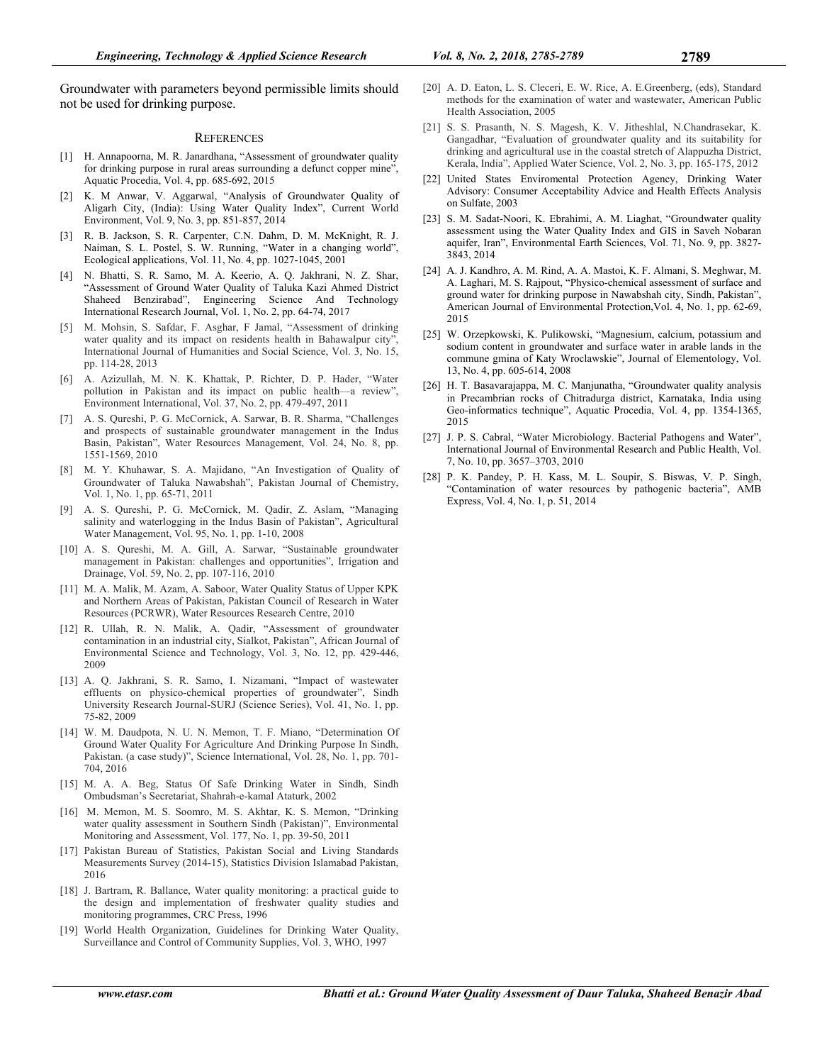Groundwater with parameters beyond permissible limits should not be used for drinking purpose.

## REFERENCES

[1] H. Annapoorna, M. R. Janardhana, "Assessment of groundwater quality for drinking purpose in rural areas surrounding a defunct copper mine", Aquatic Procedia, Vol. 4, pp. 685-692, 2015

[2] K. M Anwar, V. Aggarwal, "Analysis of Groundwater Quality of Aligarh City, (India): Using Water Quality Index", Current World Environment, Vol. 9, No. 3, pp. 851-857, 2014

[3] R. B. Jackson, S. R. Carpenter, C.N. Dahm, D. M. McKnight, R. J. Naiman, S. L. Postel, S. W. Running, "Water in a changing world", Ecological applications, Vol. 11, No. 4, pp. 1027-1045, 2001

[4] N. Bhatti, S. R. Samo, M. A. Keerio, A. Q. Jakhrani, N. Z. Shar, "Assessment of Ground Water Quality of Taluka Kazi Ahmed District Shaheed Benzirabad", Engineering Science And Technology International Research Journal, Vol. 1, No. 2, pp. 64-74, 2017

[5] M. Mohsin, S. Safdar, F. Asghar, F Jamal, "Assessment of drinking water quality and its impact on residents health in Bahawalpur city", International Journal of Humanities and Social Science, Vol. 3, No. 15, pp. 114-28, 2013

[6] A. Azizullah, M. N. K. Khattak, P. Richter, D. P. Hader, "Water pollution in Pakistan and its impact on public health—a review", Environment International, Vol. 37, No. 2, pp. 479-497, 2011

[7] A. S. Qureshi, P. G. McCornick, A. Sarwar, B. R. Sharma, "Challenges and prospects of sustainable groundwater management in the Indus Basin, Pakistan", Water Resources Management, Vol. 24, No. 8, pp. 1551-1569, 2010

[8] M. Y. Khuhawar, S. A. Majidano, "An Investigation of Quality of Groundwater of Taluka Nawabshah", Pakistan Journal of Chemistry, Vol. 1, No. 1, pp. 65-71, 2011

[9] A. S. Qureshi, P. G. McCornick, M. Qadir, Z. Aslam, "Managing salinity and waterlogging in the Indus Basin of Pakistan", Agricultural Water Management, Vol. 95, No. 1, pp. 1-10, 2008

[10] A. S. Qureshi, M. A. Gill, A. Sarwar, "Sustainable groundwater management in Pakistan: challenges and opportunities", Irrigation and Drainage, Vol. 59, No. 2, pp. 107-116, 2010

[11] M. A. Malik, M. Azam, A. Saboor, Water Quality Status of Upper KPK and Northern Areas of Pakistan, Pakistan Council of Research in Water Resources (PCRWR), Water Resources Research Centre, 2010

[12] R. Ullah, R. N. Malik, A. Qadir, "Assessment of groundwater contamination in an industrial city, Sialkot, Pakistan", African Journal of Environmental Science and Technology, Vol. 3, No. 12, pp. 429-446, 2009

[13] A. Q. Jakhrani, S. R. Samo, I. Nizamani, "Impact of wastewater effluents on physico-chemical properties of groundwater", Sindh University Research Journal-SURJ (Science Series), Vol. 41, No. 1, pp. 75-82, 2009

[14] W. M. Daudpota, N. U. N. Memon, T. F. Miano, "Determination Of Ground Water Quality For Agriculture And Drinking Purpose In Sindh, Pakistan. (a case study)", Science International, Vol. 28, No. 1, pp. 701-704, 2016

[15] M. A. A. Beg, Status Of Safe Drinking Water in Sindh, Sindh Ombudsman's Secretariat, Shahrah-e-kamal Ataturk, 2002

[16] M. Memon, M. S. Soomro, M. S. Akhtar, K. S. Memon, "Drinking water quality assessment in Southern Sindh (Pakistan)", Environmental Monitoring and Assessment, Vol. 177, No. 1, pp. 39-50, 2011

[17] Pakistan Bureau of Statistics, Pakistan Social and Living Standards Measurements Survey (2014-15), Statistics Division Islamabad Pakistan, 2016

[18] J. Bartram, R. Ballance, Water quality monitoring: a practical guide to the design and implementation of freshwater quality studies and monitoring programmes, CRC Press, 1996

[19] World Health Organization, Guidelines for Drinking Water Quality, Surveillance and Control of Community Supplies, Vol. 3, WHO, 1997

[20] A. D. Eaton, L. S. Cleceri, E. W. Rice, A. E.Greenberg, (eds), Standard methods for the examination of water and wastewater, American Public Health Association, 2005

[21] S. S. Prasanth, N. S. Magesh, K. V. Jitheshlal, N.Chandrasekar, K. Gangadhar, "Evaluation of groundwater quality and its suitability for drinking and agricultural use in the coastal stretch of Alappuzha District, Kerala, India", Applied Water Science, Vol. 2, No. 3, pp. 165-175, 2012

[22] United States Enviromental Protection Agency, Drinking Water Advisory: Consumer Acceptability Advice and Health Effects Analysis on Sulfate, 2003

[23] S. M. Sadat-Noori, K. Ebrahimi, A. M. Liaghat, "Groundwater quality assessment using the Water Quality Index and GIS in Saveh Nobaran aquifer, Iran", Environmental Earth Sciences, Vol. 71, No. 9, pp. 3827-3843, 2014

[24] A. J. Kandhro, A. M. Rind, A. A. Mastoi, K. F. Almani, S. Meghwar, M. A. Laghari, M. S. Rajpout, "Physico-chemical assessment of surface and ground water for drinking purpose in Nawabshah city, Sindh, Pakistan", American Journal of Environmental Protection,Vol. 4, No. 1, pp. 62-69, 2015

[25] W. Orzepkowski, K. Pulikowski, "Magnesium, calcium, potassium and sodium content in groundwater and surface water in arable lands in the commune gmina of Katy Wroclawskie", Journal of Elementology, Vol. 13, No. 4, pp. 605-614, 2008

[26] H. T. Basavarajappa, M. C. Manjunatha, "Groundwater quality analysis in Precambrian rocks of Chitradurga district, Karnataka, India using Geo-informatics technique", Aquatic Procedia, Vol. 4, pp. 1354-1365, 2015

[27] J. P. S. Cabral, "Water Microbiology. Bacterial Pathogens and Water", International Journal of Environmental Research and Public Health, Vol. 7, No. 10, pp. 3657–3703, 2010

[28] P. K. Pandey, P. H. Kass, M. L. Soupir, S. Biswas, V. P. Singh, "Contamination of water resources by pathogenic bacteria", AMB Express, Vol. 4, No. 1, p. 51, 2014